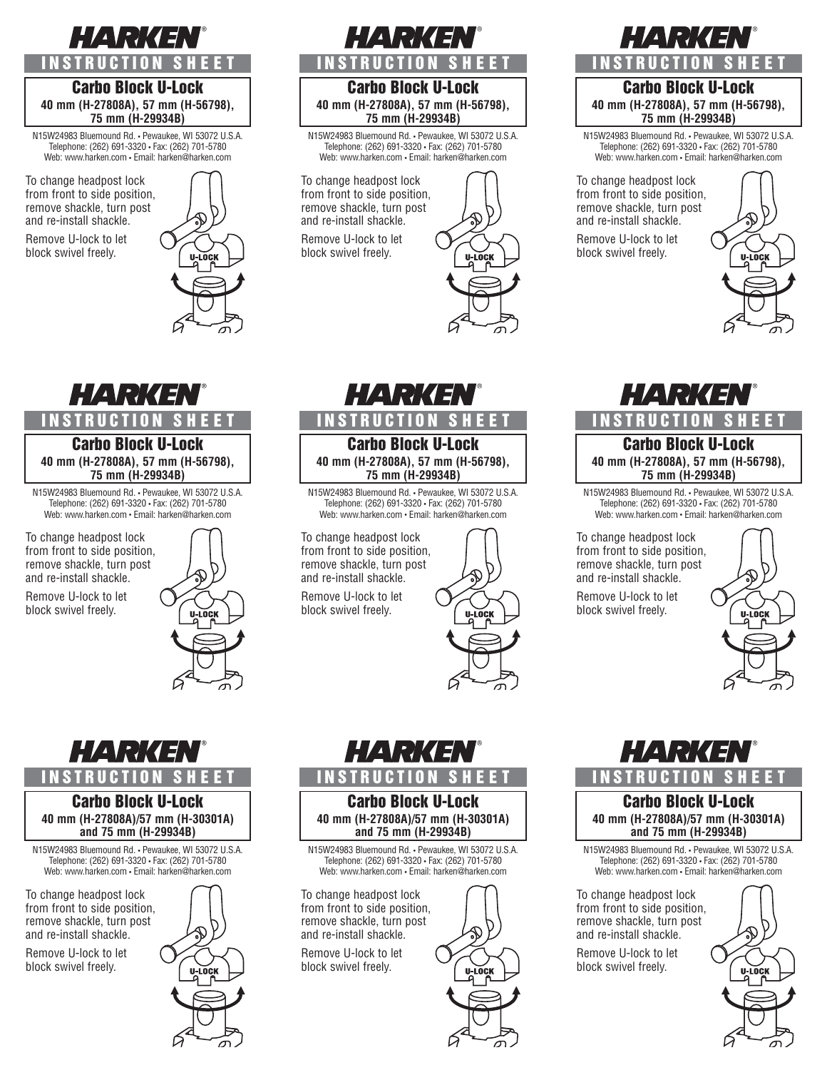# HARKEN

## INSTRUCTION SHEET

### Carbo Block U-Lock

**40 mm (H-27808A), 57 mm (H-56798), 75 mm (H-29934B)**

N15W24983 Bluemound Rd. • Pewaukee, WI 53072 U.S.A.
Telephone: (262) 691-3320 • Fax: (262) 701-5780
Web: www.harken.com • Email: harken@harken.com

To change headpost lock from front to side position, remove shackle, turn post and re-install shackle.

Remove U-lock to let block swivel freely.

U-LOCK

# HARKEN

## INSTRUCTION SHEET

### Carbo Block U-Lock

**40 mm (H-27808A), 57 mm (H-56798), 75 mm (H-29934B)**

N15W24983 Bluemound Rd. • Pewaukee, WI 53072 U.S.A.
Telephone: (262) 691-3320 • Fax: (262) 701-5780
Web: www.harken.com • Email: harken@harken.com

To change headpost lock from front to side position, remove shackle, turn post and re-install shackle.

Remove U-lock to let block swivel freely.

U-LOCK

# HARKEN

## INSTRUCTION SHEET

### Carbo Block U-Lock

**40 mm (H-27808A), 57 mm (H-56798), 75 mm (H-29934B)**

N15W24983 Bluemound Rd. • Pewaukee, WI 53072 U.S.A.
Telephone: (262) 691-3320 • Fax: (262) 701-5780
Web: www.harken.com • Email: harken@harken.com

To change headpost lock from front to side position, remove shackle, turn post and re-install shackle.

Remove U-lock to let block swivel freely.

U-LOCK

# HARKEN

## INSTRUCTION SHEET

### Carbo Block U-Lock

**40 mm (H-27808A), 57 mm (H-56798), 75 mm (H-29934B)**

N15W24983 Bluemound Rd. • Pewaukee, WI 53072 U.S.A.
Telephone: (262) 691-3320 • Fax: (262) 701-5780
Web: www.harken.com • Email: harken@harken.com

To change headpost lock from front to side position, remove shackle, turn post and re-install shackle.

Remove U-lock to let block swivel freely.

U-LOCK

# HARKEN

## INSTRUCTION SHEET

### Carbo Block U-Lock

**40 mm (H-27808A), 57 mm (H-56798), 75 mm (H-29934B)**

N15W24983 Bluemound Rd. • Pewaukee, WI 53072 U.S.A.
Telephone: (262) 691-3320 • Fax: (262) 701-5780
Web: www.harken.com • Email: harken@harken.com

To change headpost lock from front to side position, remove shackle, turn post and re-install shackle.

Remove U-lock to let block swivel freely.

U-LOCK

# HARKEN

## INSTRUCTION SHEET

### Carbo Block U-Lock

**40 mm (H-27808A), 57 mm (H-56798), 75 mm (H-29934B)**

N15W24983 Bluemound Rd. • Pewaukee, WI 53072 U.S.A.
Telephone: (262) 691-3320 • Fax: (262) 701-5780
Web: www.harken.com • Email: harken@harken.com

To change headpost lock from front to side position, remove shackle, turn post and re-install shackle.

Remove U-lock to let block swivel freely.

U-LOCK

# HARKEN

## INSTRUCTION SHEET

### Carbo Block U-Lock

**40 mm (H-27808A)/57 mm (H-30301A) and 75 mm (H-29934B)**

N15W24983 Bluemound Rd. • Pewaukee, WI 53072 U.S.A.
Telephone: (262) 691-3320 • Fax: (262) 701-5780
Web: www.harken.com • Email: harken@harken.com

To change headpost lock from front to side position, remove shackle, turn post and re-install shackle.

Remove U-lock to let block swivel freely.

U-LOCK

# HARKEN

## INSTRUCTION SHEET

### Carbo Block U-Lock

**40 mm (H-27808A)/57 mm (H-30301A) and 75 mm (H-29934B)**

N15W24983 Bluemound Rd. • Pewaukee, WI 53072 U.S.A.
Telephone: (262) 691-3320 • Fax: (262) 701-5780
Web: www.harken.com • Email: harken@harken.com

To change headpost lock from front to side position, remove shackle, turn post and re-install shackle.

Remove U-lock to let block swivel freely.

U-LOCK

# HARKEN

## INSTRUCTION SHEET

### Carbo Block U-Lock

**40 mm (H-27808A)/57 mm (H-30301A) and 75 mm (H-29934B)**

N15W24983 Bluemound Rd. • Pewaukee, WI 53072 U.S.A.
Telephone: (262) 691-3320 • Fax: (262) 701-5780
Web: www.harken.com • Email: harken@harken.com

To change headpost lock from front to side position, remove shackle, turn post and re-install shackle.

Remove U-lock to let block swivel freely.

U-LOCK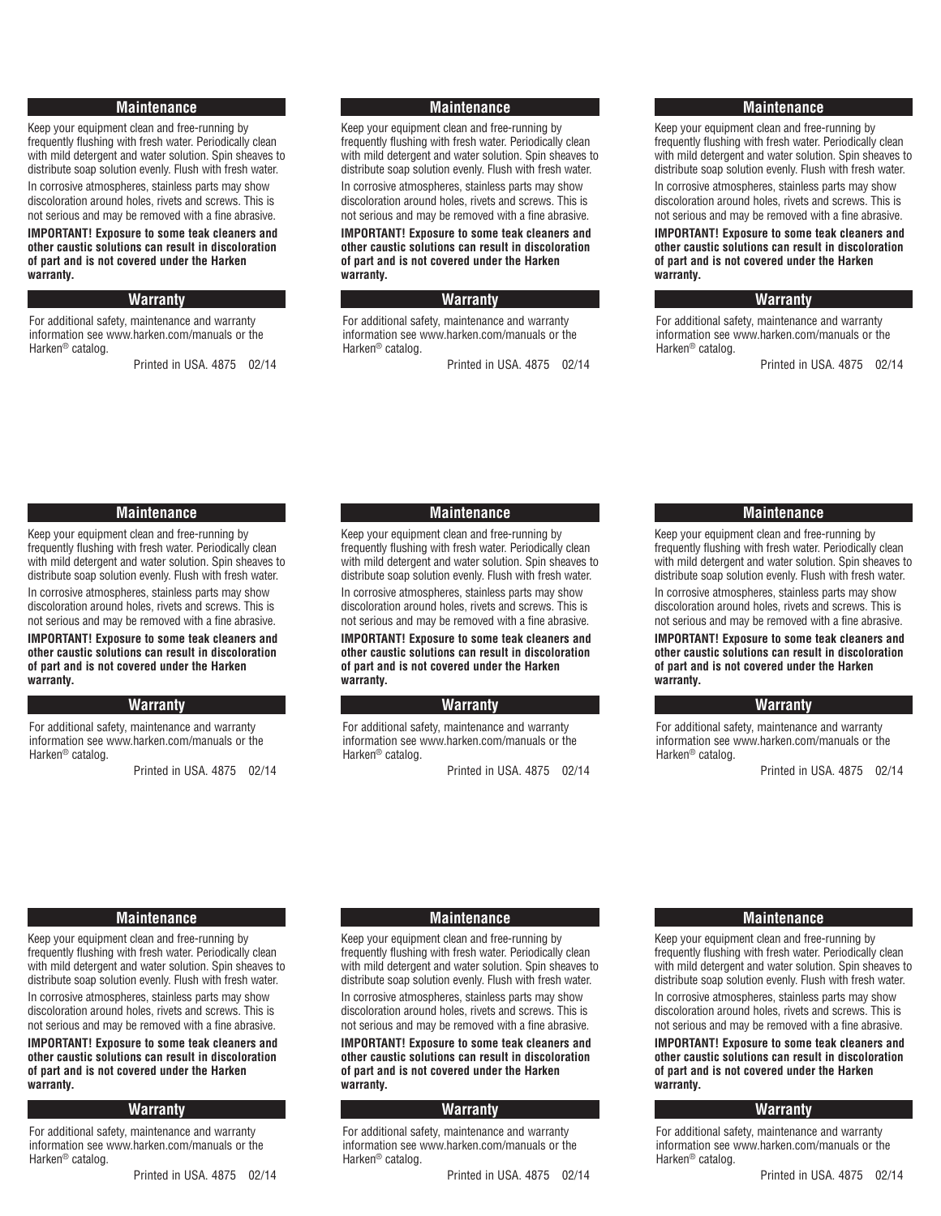## Maintenance

Keep your equipment clean and free-running by frequently flushing with fresh water. Periodically clean with mild detergent and water solution. Spin sheaves to distribute soap solution evenly. Flush with fresh water.

In corrosive atmospheres, stainless parts may show discoloration around holes, rivets and screws. This is not serious and may be removed with a fine abrasive.

**IMPORTANT! Exposure to some teak cleaners and other caustic solutions can result in discoloration of part and is not covered under the Harken warranty.**

## Warranty

For additional safety, maintenance and warranty information see www.harken.com/manuals or the Harken® catalog.

Printed in USA. 4875 02/14

## Maintenance

Keep your equipment clean and free-running by frequently flushing with fresh water. Periodically clean with mild detergent and water solution. Spin sheaves to distribute soap solution evenly. Flush with fresh water.

In corrosive atmospheres, stainless parts may show discoloration around holes, rivets and screws. This is not serious and may be removed with a fine abrasive.

**IMPORTANT! Exposure to some teak cleaners and other caustic solutions can result in discoloration of part and is not covered under the Harken warranty.**

## Warranty

For additional safety, maintenance and warranty information see www.harken.com/manuals or the Harken® catalog.

Printed in USA. 4875 02/14

## Maintenance

Keep your equipment clean and free-running by frequently flushing with fresh water. Periodically clean with mild detergent and water solution. Spin sheaves to distribute soap solution evenly. Flush with fresh water.

In corrosive atmospheres, stainless parts may show discoloration around holes, rivets and screws. This is not serious and may be removed with a fine abrasive.

**IMPORTANT! Exposure to some teak cleaners and other caustic solutions can result in discoloration of part and is not covered under the Harken warranty.**

## Warranty

For additional safety, maintenance and warranty information see www.harken.com/manuals or the Harken® catalog.

Printed in USA. 4875 02/14

## Maintenance

Keep your equipment clean and free-running by frequently flushing with fresh water. Periodically clean with mild detergent and water solution. Spin sheaves to distribute soap solution evenly. Flush with fresh water.

In corrosive atmospheres, stainless parts may show discoloration around holes, rivets and screws. This is not serious and may be removed with a fine abrasive.

**IMPORTANT! Exposure to some teak cleaners and other caustic solutions can result in discoloration of part and is not covered under the Harken warranty.**

## Warranty

For additional safety, maintenance and warranty information see www.harken.com/manuals or the Harken® catalog.

Printed in USA. 4875 02/14

## Maintenance

Keep your equipment clean and free-running by frequently flushing with fresh water. Periodically clean with mild detergent and water solution. Spin sheaves to distribute soap solution evenly. Flush with fresh water.

In corrosive atmospheres, stainless parts may show discoloration around holes, rivets and screws. This is not serious and may be removed with a fine abrasive.

**IMPORTANT! Exposure to some teak cleaners and other caustic solutions can result in discoloration of part and is not covered under the Harken warranty.**

## Warranty

For additional safety, maintenance and warranty information see www.harken.com/manuals or the Harken® catalog.

Printed in USA. 4875 02/14

## Maintenance

Keep your equipment clean and free-running by frequently flushing with fresh water. Periodically clean with mild detergent and water solution. Spin sheaves to distribute soap solution evenly. Flush with fresh water.

In corrosive atmospheres, stainless parts may show discoloration around holes, rivets and screws. This is not serious and may be removed with a fine abrasive.

**IMPORTANT! Exposure to some teak cleaners and other caustic solutions can result in discoloration of part and is not covered under the Harken warranty.**

## Warranty

For additional safety, maintenance and warranty information see www.harken.com/manuals or the Harken® catalog.

Printed in USA. 4875 02/14

## Maintenance

Keep your equipment clean and free-running by frequently flushing with fresh water. Periodically clean with mild detergent and water solution. Spin sheaves to distribute soap solution evenly. Flush with fresh water.

In corrosive atmospheres, stainless parts may show discoloration around holes, rivets and screws. This is not serious and may be removed with a fine abrasive.

**IMPORTANT! Exposure to some teak cleaners and other caustic solutions can result in discoloration of part and is not covered under the Harken warranty.**

## Warranty

For additional safety, maintenance and warranty information see www.harken.com/manuals or the Harken® catalog.

Printed in USA. 4875 02/14

## Maintenance

Keep your equipment clean and free-running by frequently flushing with fresh water. Periodically clean with mild detergent and water solution. Spin sheaves to distribute soap solution evenly. Flush with fresh water.

In corrosive atmospheres, stainless parts may show discoloration around holes, rivets and screws. This is not serious and may be removed with a fine abrasive.

**IMPORTANT! Exposure to some teak cleaners and other caustic solutions can result in discoloration of part and is not covered under the Harken warranty.**

## Warranty

For additional safety, maintenance and warranty information see www.harken.com/manuals or the Harken® catalog.

Printed in USA. 4875 02/14

## Maintenance

Keep your equipment clean and free-running by frequently flushing with fresh water. Periodically clean with mild detergent and water solution. Spin sheaves to distribute soap solution evenly. Flush with fresh water.

In corrosive atmospheres, stainless parts may show discoloration around holes, rivets and screws. This is not serious and may be removed with a fine abrasive.

**IMPORTANT! Exposure to some teak cleaners and other caustic solutions can result in discoloration of part and is not covered under the Harken warranty.**

## Warranty

For additional safety, maintenance and warranty information see www.harken.com/manuals or the Harken® catalog.

Printed in USA. 4875 02/14